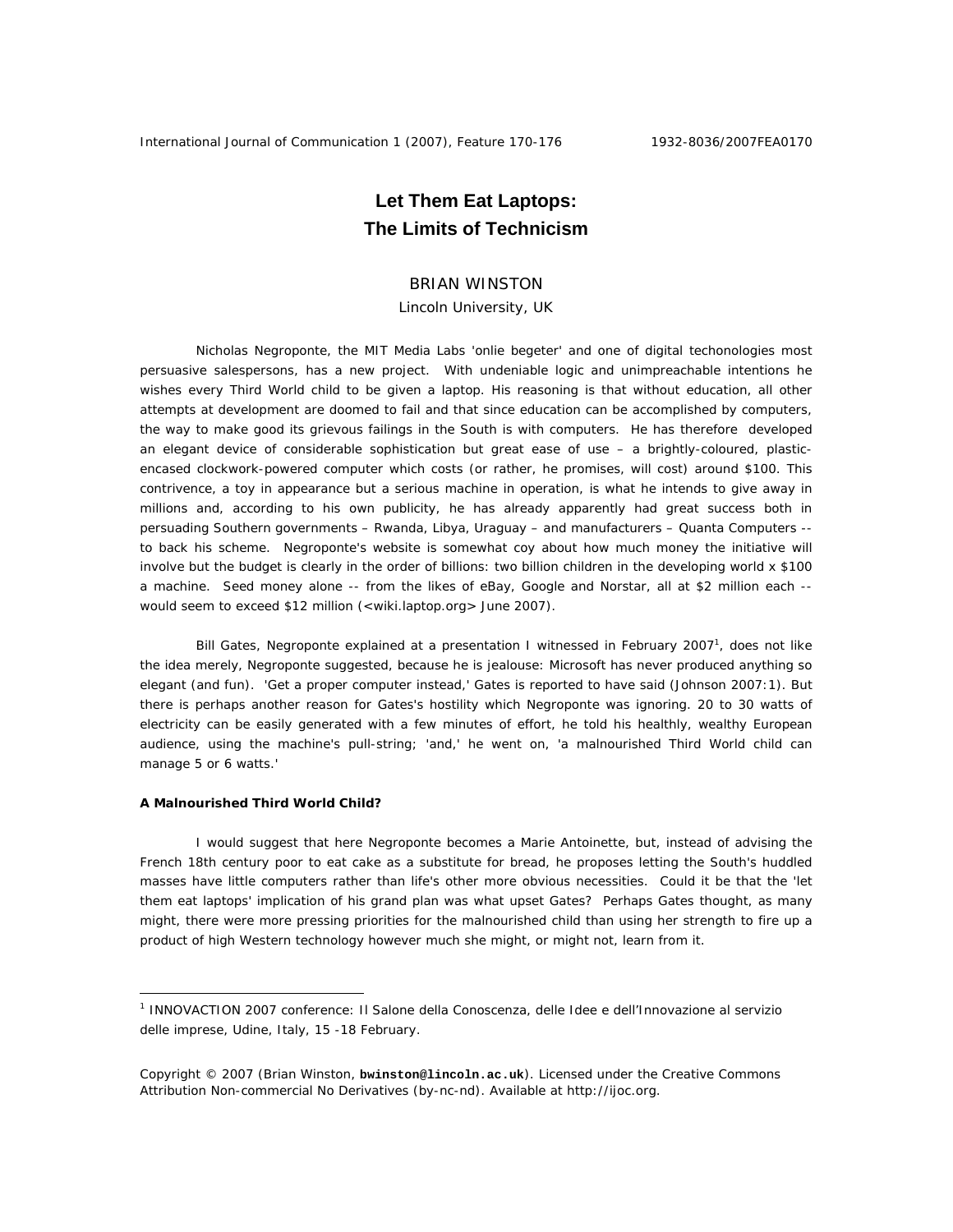# Let Them Eat Laptops:
# The Limits of Technicism

BRIAN WINSTON

Lincoln University, UK

Nicholas Negroponte, the MIT Media Labs 'onlie begeter' and one of digital techonologies most persuasive salespersons, has a new project. With undeniable logic and unimpreachable intentions he wishes every Third World child to be given a laptop. His reasoning is that without education, all other attempts at development are doomed to fail and that since education can be accomplished by computers, the way to make good its grievous failings in the South is with computers. He has therefore developed an elegant device of considerable sophistication but great ease of use – a brightly-coloured, plastic-encased clockwork-powered computer which costs (or rather, he promises, will cost) around $100. This contrivence, a toy in appearance but a serious machine in operation, is what he intends to give away in millions and, according to his own publicity, he has already apparently had great success both in persuading Southern governments – Rwanda, Libya, Uraguay – and manufacturers – Quanta Computers -- to back his scheme. Negroponte's website is somewhat coy about how much money the initiative will involve but the budget is clearly in the order of billions: two billion children in the developing world x $100 a machine. Seed money alone -- from the likes of eBay, Google and Norstar, all at $2 million each -- would seem to exceed $12 million (<wiki.laptop.org> June 2007).

Bill Gates, Negroponte explained at a presentation I witnessed in February 2007[1], does not like the idea merely, Negroponte suggested, because he is jealouse: Microsoft has never produced anything so elegant (and fun). 'Get a proper computer instead,' Gates is reported to have said (Johnson 2007:1). But there is perhaps another reason for Gates's hostility which Negroponte was ignoring. 20 to 30 watts of electricity can be easily generated with a few minutes of effort, he told his healthly, wealthy European audience, using the machine's pull-string; 'and,' he went on, 'a malnourished Third World child can manage 5 or 6 watts.'

**A Malnourished Third World Child?**

I would suggest that here Negroponte becomes a Marie Antoinette, but, instead of advising the French 18th century poor to eat cake as a substitute for bread, he proposes letting the South's huddled masses have little computers rather than life's other more obvious necessities. Could it be that the 'let them eat laptops' implication of his grand plan was what upset Gates? Perhaps Gates thought, as many might, there were more pressing priorities for the malnourished child than using her strength to fire up a product of high Western technology however much she might, or might not, learn from it.

[1] INNOVACTION 2007 conference: Il Salone della Conoscenza, delle Idee e dell'Innovazione al servizio delle imprese, Udine, Italy, 15 -18 February.

Copyright © 2007 (Brian Winston, **bwinston@lincoln.ac.uk**). Licensed under the Creative Commons Attribution Non-commercial No Derivatives (by-nc-nd). Available at http://ijoc.org.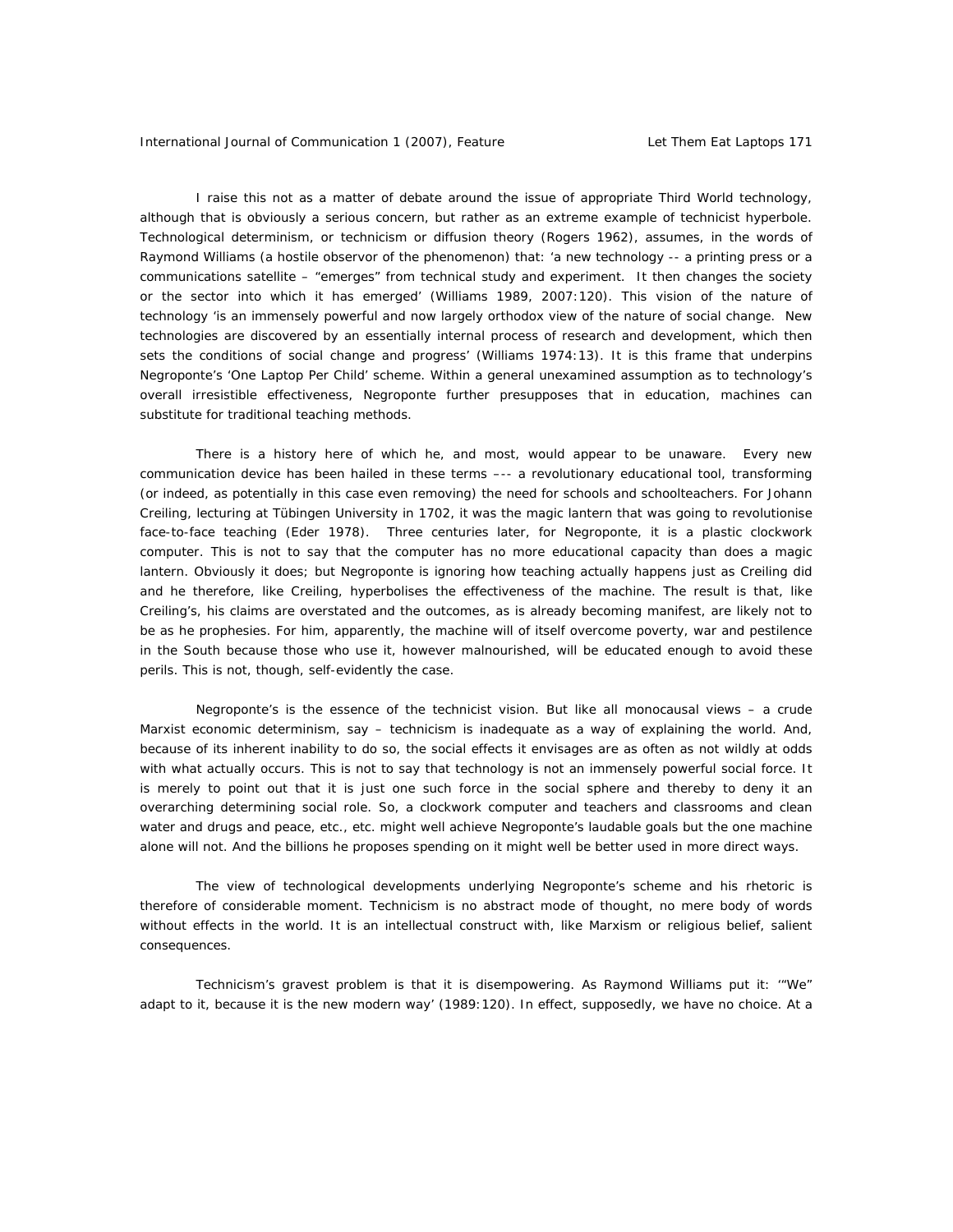I raise this not as a matter of debate around the issue of appropriate Third World technology, although that is obviously a serious concern, but rather as an extreme example of technicist hyperbole. Technological determinism, or technicism or diffusion theory (Rogers 1962), assumes, in the words of Raymond Williams (a hostile observor of the phenomenon) that: 'a new technology -- a printing press or a communications satellite – "emerges" from technical study and experiment. It then changes the society or the sector into which it has emerged' (Williams 1989, 2007:120). This vision of the nature of technology 'is an immensely powerful and now largely orthodox view of the nature of social change. New technologies are discovered by an essentially internal process of research and development, which then sets the conditions of social change and progress' (Williams 1974:13). It is this frame that underpins Negroponte's 'One Laptop Per Child' scheme. Within a general unexamined assumption as to technology's overall irresistible effectiveness, Negroponte further presupposes that in education, machines can substitute for traditional teaching methods.

There is a history here of which he, and most, would appear to be unaware. Every new communication device has been hailed in these terms –-- a revolutionary educational tool, transforming (or indeed, as potentially in this case even removing) the need for schools and schoolteachers. For Johann Creiling, lecturing at Tübingen University in 1702, it was the magic lantern that was going to revolutionise face-to-face teaching (Eder 1978). Three centuries later, for Negroponte, it is a plastic clockwork computer. This is not to say that the computer has no more educational capacity than does a magic lantern. Obviously it does; but Negroponte is ignoring how teaching actually happens just as Creiling did and he therefore, like Creiling, hyperbolises the effectiveness of the machine. The result is that, like Creiling's, his claims are overstated and the outcomes, as is already becoming manifest, are likely not to be as he prophesies. For him, apparently, the machine will of itself overcome poverty, war and pestilence in the South because those who use it, however malnourished, will be educated enough to avoid these perils. This is not, though, self-evidently the case.

Negroponte's is the essence of the technicist vision. But like all monocausal views – a crude Marxist economic determinism, say – technicism is inadequate as a way of explaining the world. And, because of its inherent inability to do so, the social effects it envisages are as often as not wildly at odds with what actually occurs. This is not to say that technology is not an immensely powerful social force. It is merely to point out that it is just one such force in the social sphere and thereby to deny it an overarching determining social role. So, a clockwork computer and teachers and classrooms and clean water and drugs and peace, etc., etc. might well achieve Negroponte's laudable goals but the one machine alone will not. And the billions he proposes spending on it might well be better used in more direct ways.

The view of technological developments underlying Negroponte's scheme and his rhetoric is therefore of considerable moment. Technicism is no abstract mode of thought, no mere body of words without effects in the world. It is an intellectual construct with, like Marxism or religious belief, salient consequences.

Technicism's gravest problem is that it is disempowering. As Raymond Williams put it: '"We" adapt to it, because it is the new modern way' (1989:120). In effect, supposedly, we have no choice. At a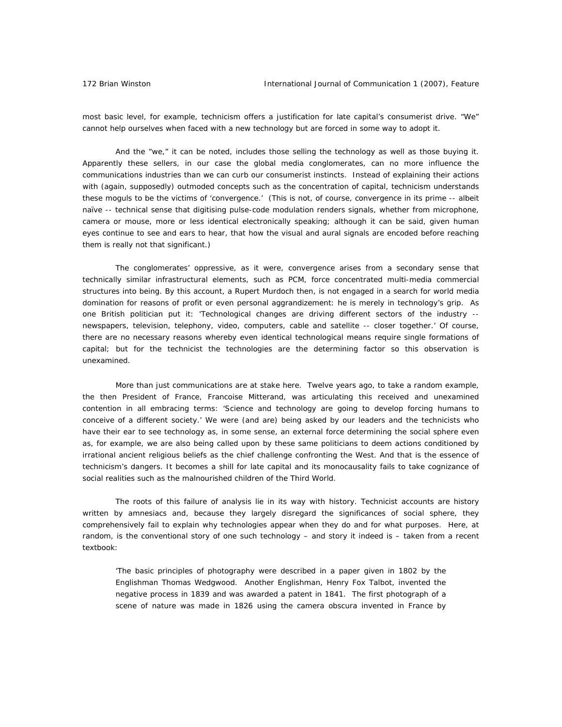most basic level, for example, technicism offers a justification for late capital's consumerist drive. "We" cannot help ourselves when faced with a new technology but are forced in some way to adopt it.

And the "we," it can be noted, includes those selling the technology as well as those buying it. Apparently these sellers, in our case the global media conglomerates, can no more influence the communications industries than we can curb our consumerist instincts. Instead of explaining their actions with (again, supposedly) outmoded concepts such as the concentration of capital, technicism understands these moguls to be the victims of 'convergence.' (This is not, of course, convergence in its prime -- albeit naïve -- technical sense that digitising pulse-code modulation renders signals, whether from microphone, camera or mouse, more or less identical electronically speaking; although it can be said, given human eyes continue to see and ears to hear, that how the visual and aural signals are encoded before reaching them is really not that significant.)

The conglomerates' oppressive, as it were, convergence arises from a secondary sense that technically similar infrastructural elements, such as PCM, force concentrated multi-media commercial structures into being. By this account, a Rupert Murdoch then, is not engaged in a search for world media domination for reasons of profit or even personal aggrandizement: he is merely in technology's grip. As one British politician put it: 'Technological changes are driving different sectors of the industry -- newspapers, television, telephony, video, computers, cable and satellite -- closer together.' Of course, there are no necessary reasons whereby even identical technological means require single formations of capital; but for the technicist the technologies are the determining factor so this observation is unexamined.

More than just communications are at stake here. Twelve years ago, to take a random example, the then President of France, Francoise Mitterand, was articulating this received and unexamined contention in all embracing terms: 'Science and technology are going to develop forcing humans to conceive of a different society.' We were (and are) being asked by our leaders and the technicists who have their ear to see technology as, in some sense, an external force determining the social sphere even as, for example, we are also being called upon by these same politicians to deem actions conditioned by irrational ancient religious beliefs as the chief challenge confronting the West. And that is the essence of technicism's dangers. It becomes a shill for late capital and its monocausality fails to take cognizance of social realities such as the malnourished children of the Third World.

The roots of this failure of analysis lie in its way with history. Technicist accounts are history written by amnesiacs and, because they largely disregard the significances of social sphere, they comprehensively fail to explain why technologies appear when they do and for what purposes. Here, at random, is the conventional story of one such technology – and story it indeed is – taken from a recent textbook:

> 'The basic principles of photography were described in a paper given in 1802 by the Englishman Thomas Wedgwood. Another Englishman, Henry Fox Talbot, invented the negative process in 1839 and was awarded a patent in 1841. The first photograph of a scene of nature was made in 1826 using the camera obscura invented in France by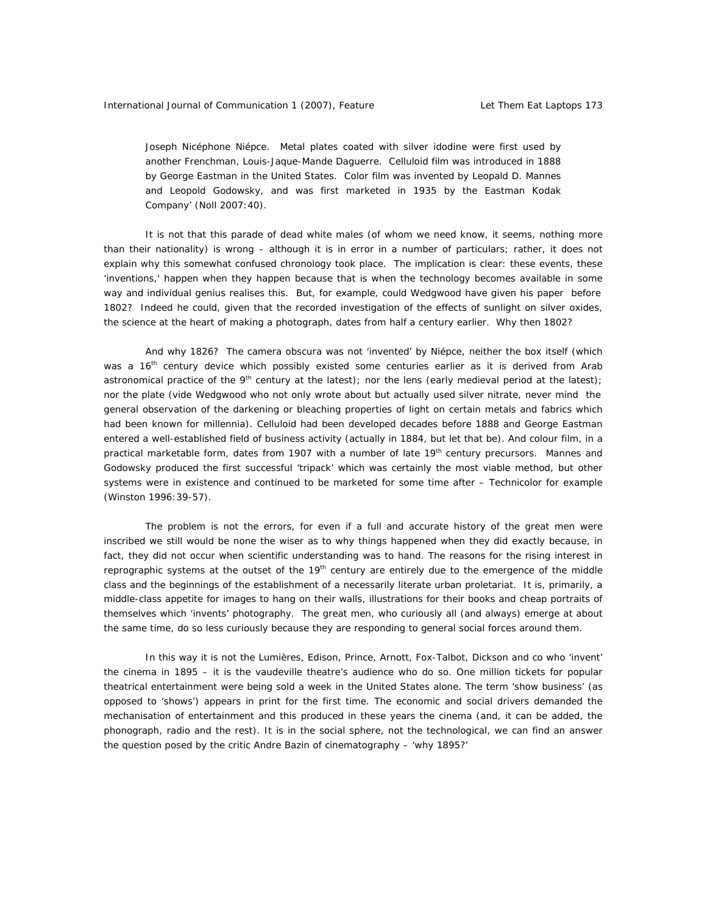Joseph Nicéphone Niépce. Metal plates coated with silver idodine were first used by another Frenchman, Louis-Jaque-Mande Daguerre. Celluloid film was introduced in 1888 by George Eastman in the United States. Color film was invented by Leopold D. Mannes and Leopold Godowsky, and was first marketed in 1935 by the Eastman Kodak Company' (Noll 2007:40).

It is not that this parade of dead white males (of whom we need know, it seems, nothing more than their nationality) is wrong – although it is in error in a number of particulars; rather, it does not explain why this somewhat confused chronology took place. The implication is clear: these events, these 'inventions,' happen when they happen because that is when the technology becomes available in some way and individual genius realises this. But, for example, could Wedgwood have given his paper before 1802? Indeed he could, given that the recorded investigation of the effects of sunlight on silver oxides, the science at the heart of making a photograph, dates from half a century earlier. Why then 1802?

And why 1826? The camera obscura was not 'invented' by Niépce, neither the box itself (which was a 16th century device which possibly existed some centuries earlier as it is derived from Arab astronomical practice of the 9th century at the latest); nor the lens (early medieval period at the latest); nor the plate (vide Wedgwood who not only wrote about but actually used silver nitrate, never mind the general observation of the darkening or bleaching properties of light on certain metals and fabrics which had been known for millennia). Celluloid had been developed decades before 1888 and George Eastman entered a well-established field of business activity (actually in 1884, but let that be). And colour film, in a practical marketable form, dates from 1907 with a number of late 19th century precursors. Mannes and Godowsky produced the first successful 'tripack' which was certainly the most viable method, but other systems were in existence and continued to be marketed for some time after – Technicolor for example (Winston 1996:39-57).

The problem is not the errors, for even if a full and accurate history of the great men were inscribed we still would be none the wiser as to why things happened when they did exactly because, in fact, they did not occur when scientific understanding was to hand. The reasons for the rising interest in reprographic systems at the outset of the 19th century are entirely due to the emergence of the middle class and the beginnings of the establishment of a necessarily literate urban proletariat. It is, primarily, a middle-class appetite for images to hang on their walls, illustrations for their books and cheap portraits of themselves which 'invents' photography. The great men, who curiously all (and always) emerge at about the same time, do so less curiously because they are responding to general social forces around them.

In this way it is not the Lumières, Edison, Prince, Arnott, Fox-Talbot, Dickson and co who 'invent' the cinema in 1895 – it is the vaudeville theatre's audience who do so. One million tickets for popular theatrical entertainment were being sold a week in the United States alone. The term 'show business' (as opposed to 'shows') appears in print for the first time. The economic and social drivers demanded the mechanisation of entertainment and this produced in these years the cinema (and, it can be added, the phonograph, radio and the rest). It is in the social sphere, not the technological, we can find an answer the question posed by the critic Andre Bazin of cinematography – 'why 1895?'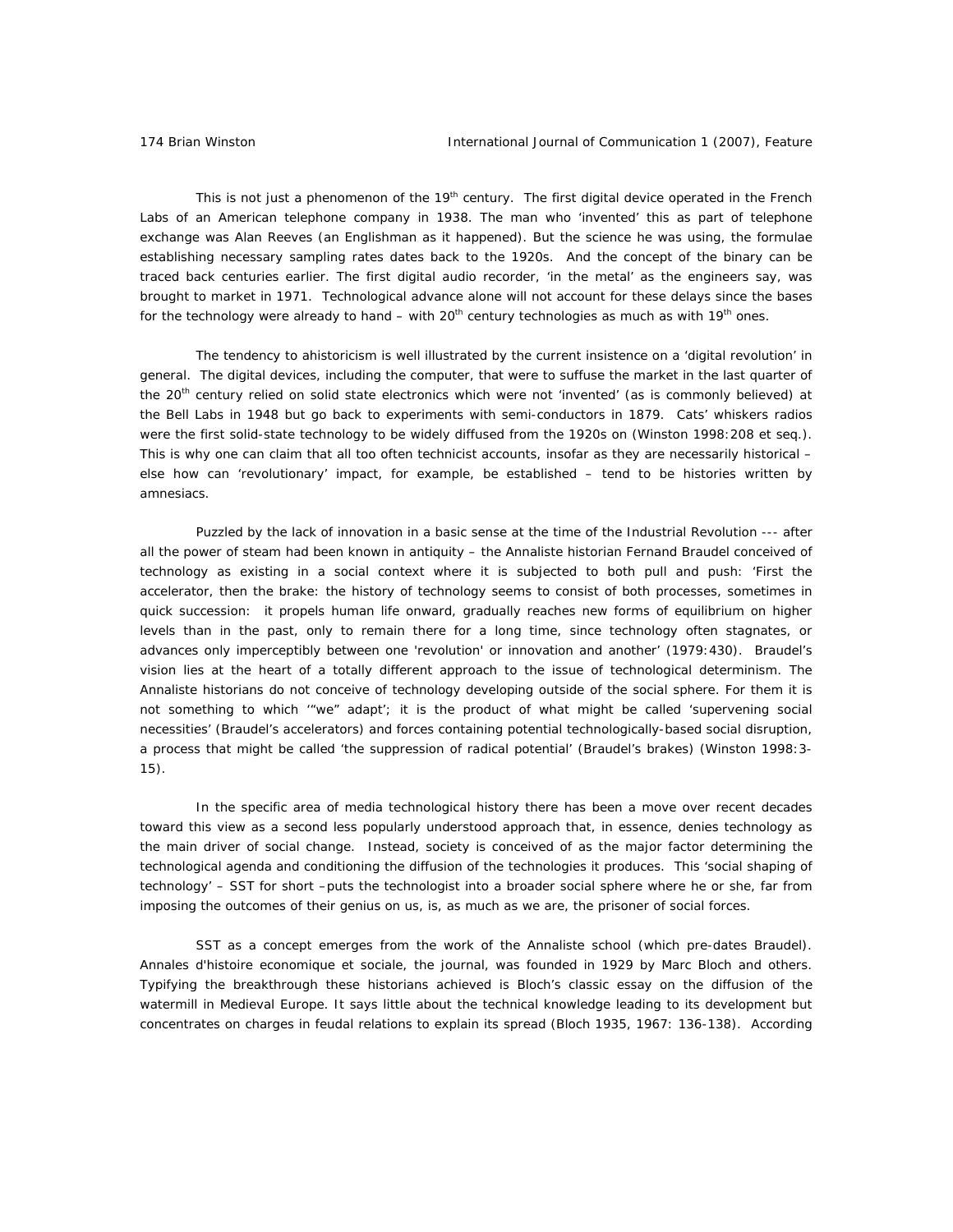This is not just a phenomenon of the 19th century. The first digital device operated in the French Labs of an American telephone company in 1938. The man who 'invented' this as part of telephone exchange was Alan Reeves (an Englishman as it happened). But the science he was using, the formulae establishing necessary sampling rates dates back to the 1920s. And the concept of the binary can be traced back centuries earlier. The first digital audio recorder, 'in the metal' as the engineers say, was brought to market in 1971. Technological advance alone will not account for these delays since the bases for the technology were already to hand – with 20th century technologies as much as with 19th ones.

The tendency to ahistoricism is well illustrated by the current insistence on a 'digital revolution' in general. The digital devices, including the computer, that were to suffuse the market in the last quarter of the 20th century relied on solid state electronics which were not 'invented' (as is commonly believed) at the Bell Labs in 1948 but go back to experiments with semi-conductors in 1879. Cats' whiskers radios were the first solid-state technology to be widely diffused from the 1920s on (Winston 1998:208 et seq.). This is why one can claim that all too often technicist accounts, insofar as they are necessarily historical – else how can 'revolutionary' impact, for example, be established – tend to be histories written by amnesiacs.

Puzzled by the lack of innovation in a basic sense at the time of the Industrial Revolution --- after all the power of steam had been known in antiquity – the Annaliste historian Fernand Braudel conceived of technology as existing in a social context where it is subjected to both pull and push: 'First the accelerator, then the brake: the history of technology seems to consist of both processes, sometimes in quick succession: it propels human life onward, gradually reaches new forms of equilibrium on higher levels than in the past, only to remain there for a long time, since technology often stagnates, or advances only imperceptibly between one 'revolution' or innovation and another' (1979:430). Braudel's vision lies at the heart of a totally different approach to the issue of technological determinism. The Annaliste historians do not conceive of technology developing outside of the social sphere. For them it is not something to which '"we" adapt'; it is the product of what might be called 'supervening social necessities' (Braudel's accelerators) and forces containing potential technologically-based social disruption, a process that might be called 'the suppression of radical potential' (Braudel's brakes) (Winston 1998:3-15).

In the specific area of media technological history there has been a move over recent decades toward this view as a second less popularly understood approach that, in essence, denies technology as the main driver of social change. Instead, society is conceived of as the major factor determining the technological agenda and conditioning the diffusion of the technologies it produces. This 'social shaping of technology' – SST for short –puts the technologist into a broader social sphere where he or she, far from imposing the outcomes of their genius on us, is, as much as we are, the prisoner of social forces.

SST as a concept emerges from the work of the Annaliste school (which pre-dates Braudel). Annales d'histoire economique et sociale, the journal, was founded in 1929 by Marc Bloch and others. Typifying the breakthrough these historians achieved is Bloch's classic essay on the diffusion of the watermill in Medieval Europe. It says little about the technical knowledge leading to its development but concentrates on charges in feudal relations to explain its spread (Bloch 1935, 1967: 136-138). According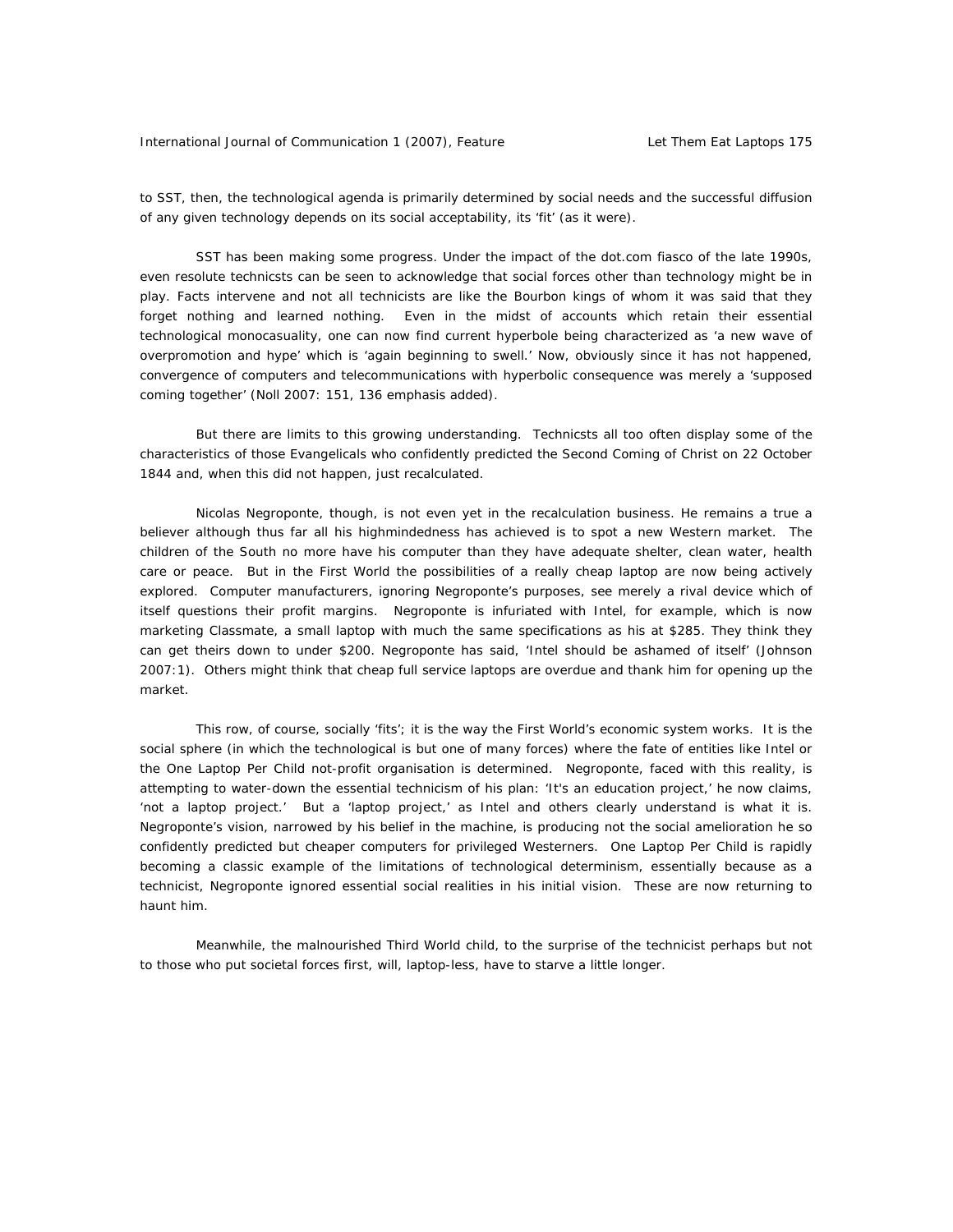to SST, then, the technological agenda is primarily determined by social needs and the successful diffusion of any given technology depends on its social acceptability, its 'fit' (as it were).

SST has been making some progress. Under the impact of the dot.com fiasco of the late 1990s, even resolute technicsts can be seen to acknowledge that social forces other than technology might be in play. Facts intervene and not all technicists are like the Bourbon kings of whom it was said that they forget nothing and learned nothing. Even in the midst of accounts which retain their essential technological monocasuality, one can now find current hyperbole being characterized as 'a new wave of overpromotion and hype' which is 'again beginning to swell.' Now, obviously since it has not happened, convergence of computers and telecommunications with hyperbolic consequence was merely a '*supposed* coming together' (Noll 2007: 151, 136 emphasis added).

But there are limits to this growing understanding. Technicsts all too often display some of the characteristics of those Evangelicals who confidently predicted the Second Coming of Christ on 22 October 1844 and, when this did not happen, just recalculated.

Nicolas Negroponte, though, is not even yet in the recalculation business. He remains a true a believer although thus far all his highmindedness has achieved is to spot a new Western market. The children of the South no more have his computer than they have adequate shelter, clean water, health care or peace. But in the First World the possibilities of a really cheap laptop are now being actively explored. Computer manufacturers, ignoring Negroponte's purposes, see merely a rival device which of itself questions their profit margins. Negroponte is infuriated with Intel, for example, which is now marketing Classmate, a small laptop with much the same specifications as his at $285. They think they can get theirs down to under $200. Negroponte has said, 'Intel should be ashamed of itself' (Johnson 2007:1). Others might think that cheap full service laptops are overdue and thank him for opening up the market.

This row, of course, socially 'fits'; it is the way the First World's economic system works. It is the social sphere (in which the technological is but one of many forces) where the fate of entities like Intel or the One Laptop Per Child not-profit organisation is determined. Negroponte, faced with this reality, is attempting to water-down the essential technicism of his plan: 'It's an education project,' he now claims, 'not a laptop project.' But a 'laptop project,' as Intel and others clearly understand is what it is. Negroponte's vision, narrowed by his belief in the machine, is producing not the social amelioration he so confidently predicted but cheaper computers for privileged Westerners. One Laptop Per Child is rapidly becoming a classic example of the limitations of technological determinism, essentially because as a technicist, Negroponte ignored essential social realities in his initial vision. These are now returning to haunt him.

Meanwhile, the malnourished Third World child, to the surprise of the technicist perhaps but not to those who put societal forces first, will, laptop-less, have to starve a little longer.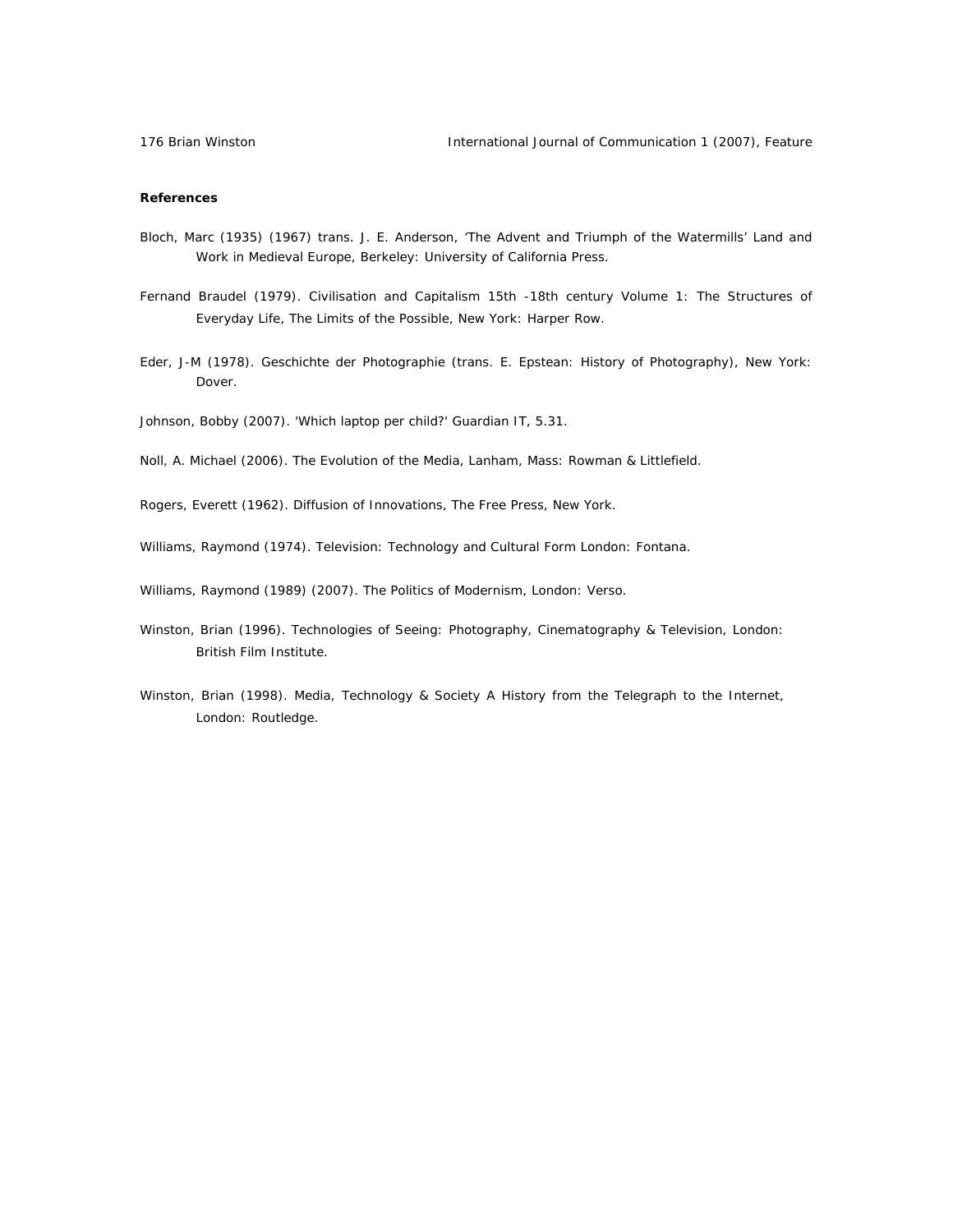**References**

Bloch, Marc (1935) (1967) trans. J. E. Anderson, 'The Advent and Triumph of the Watermills' Land and Work in Medieval Europe, Berkeley: University of California Press.

Fernand Braudel (1979). Civilisation and Capitalism 15th -18th century Volume 1: The Structures of Everyday Life, The Limits of the Possible, New York: Harper Row.

Eder, J-M (1978). Geschichte der Photographie (trans. E. Epstean: History of Photography), New York: Dover.

Johnson, Bobby (2007). 'Which laptop per child?' Guardian IT, 5.31.

Noll, A. Michael (2006). The Evolution of the Media, Lanham, Mass: Rowman & Littlefield.

Rogers, Everett (1962). Diffusion of Innovations, The Free Press, New York.

Williams, Raymond (1974). Television: Technology and Cultural Form London: Fontana.

Williams, Raymond (1989) (2007). The Politics of Modernism, London: Verso.

Winston, Brian (1996). Technologies of Seeing: Photography, Cinematography & Television, London: British Film Institute.

Winston, Brian (1998). Media, Technology & Society A History from the Telegraph to the Internet, London: Routledge.